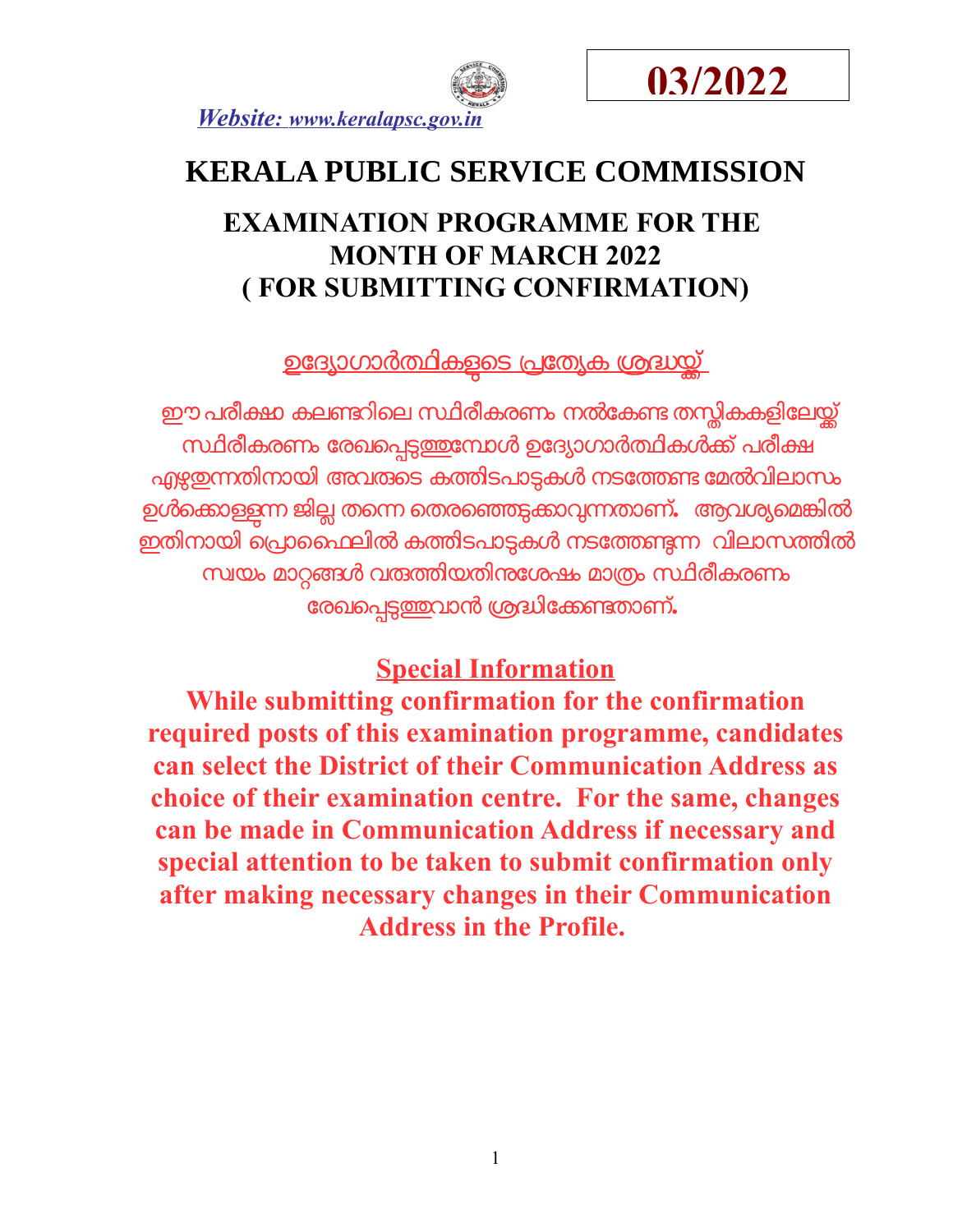**03/2022**

***Website:*** *www.keralapsc.gov.in*

# KERALA PUBLIC SERVICE COMMISSION

## EXAMINATION PROGRAMME FOR THE MONTH OF MARCH 2022 ( FOR SUBMITTING CONFIRMATION)

**ഉദ്യോഗാർത്ഥികളുടെ പ്രത്യേക ശ്രദ്ധയ്ക്ക്**

**ഈ പരീക്ഷാ കലണ്ടറിലെ സ്ഥിരീകരണം നൽകേണ്ട തസ്തികകളിലേയ്ക്ക് സ്ഥിരീകരണം രേഖപ്പെടുത്തുമ്പോൾ ഉദ്യോഗാർത്ഥികൾക്ക് പരീക്ഷ എഴുതുന്നതിനായി അവരുടെ കത്തിടപാടുകൾ നടത്തേണ്ട മേൽവിലാസം ഉൾക്കൊള്ളുന്ന ജില്ല തന്നെ തെരഞ്ഞെടുക്കാവുന്നതാണ്. ആവശ്യമെങ്കിൽ ഇതിനായി പ്രൊഫൈലിൽ കത്തിടപാടുകൾ നടത്തേണ്ടുന്ന വിലാസത്തിൽ സ്വയം മാറ്റങ്ങൾ വരുത്തിയതിനുശേഷം മാത്രം സ്ഥിരീകരണം രേഖപ്പെടുത്തുവാൻ ശ്രദ്ധിക്കേണ്ടതാണ്.**

**Special Information**

**While submitting confirmation for the confirmation required posts of this examination programme, candidates can select the District of their Communication Address as choice of their examination centre. For the same, changes can be made in Communication Address if necessary and special attention to be taken to submit confirmation only after making necessary changes in their Communication Address in the Profile.**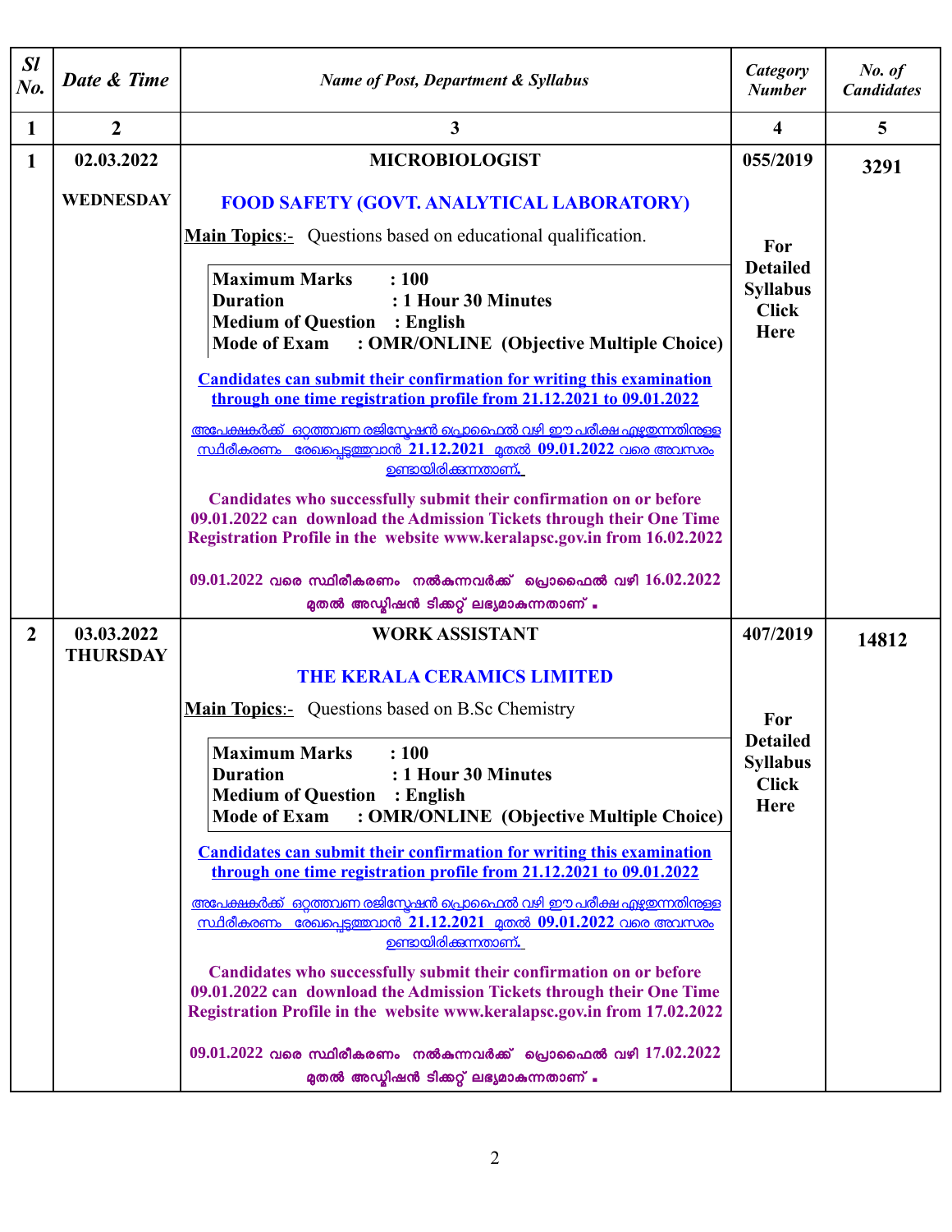| Sl No. | Date & Time | Name of Post, Department & Syllabus | Category Number | No. of Candidates |
|---|---|---|---|---|
| 1 | 2 | 3 | 4 | 5 |
| 1 | 02.03.2022 WEDNESDAY | **MICROBIOLOGIST**<br><br>**FOOD SAFETY (GOVT. ANALYTICAL LABORATORY)**<br><br>**Main Topics**:- Questions based on educational qualification.<br><br>**Maximum Marks : 100**<br>**Duration : 1 Hour 30 Minutes**<br>**Medium of Question : English**<br>**Mode of Exam : OMR/ONLINE (Objective Multiple Choice)**<br><br>**Candidates can submit their confirmation for writing this examination through one time registration profile from 21.12.2021 to 09.01.2022**<br><br>അപേക്ഷകർക്ക് ഒറ്റത്തവണ രജിസ്ട്രേഷൻ പ്രൊഫൈൽ വഴി ഈ പരീക്ഷ എഴുതുന്നതിനുള്ള സ്ഥിരീകരണം രേഖപ്പെടുത്തുവാൻ 21.12.2021 മുതൽ 09.01.2022 വരെ അവസരം ഉണ്ടായിരിക്കുന്നതാണ്.<br><br>**Candidates who successfully submit their confirmation on or before 09.01.2022 can download the Admission Tickets through their One Time Registration Profile in the website www.keralapsc.gov.in from 16.02.2022**<br><br>09.01.2022 വരെ സ്ഥിരീകരണം നൽകുന്നവർക്ക് പ്രൊഫൈൽ വഴി 16.02.2022 മുതൽ അഡ്മിഷൻ ടിക്കറ്റ് ലഭ്യമാകുന്നതാണ്. | 055/2019<br><br>For Detailed Syllabus Click Here | 3291 |
| 2 | 03.03.2022 THURSDAY | **WORK ASSISTANT**<br><br>**THE KERALA CERAMICS LIMITED**<br><br>**Main Topics**:- Questions based on B.Sc Chemistry<br><br>**Maximum Marks : 100**<br>**Duration : 1 Hour 30 Minutes**<br>**Medium of Question : English**<br>**Mode of Exam : OMR/ONLINE (Objective Multiple Choice)**<br><br>**Candidates can submit their confirmation for writing this examination through one time registration profile from 21.12.2021 to 09.01.2022**<br><br>അപേക്ഷകർക്ക് ഒറ്റത്തവണ രജിസ്ട്രേഷൻ പ്രൊഫൈൽ വഴി ഈ പരീക്ഷ എഴുതുന്നതിനുള്ള സ്ഥിരീകരണം രേഖപ്പെടുത്തുവാൻ 21.12.2021 മുതൽ 09.01.2022 വരെ അവസരം ഉണ്ടായിരിക്കുന്നതാണ്.<br><br>**Candidates who successfully submit their confirmation on or before 09.01.2022 can download the Admission Tickets through their One Time Registration Profile in the website www.keralapsc.gov.in from 17.02.2022**<br><br>09.01.2022 വരെ സ്ഥിരീകരണം നൽകുന്നവർക്ക് പ്രൊഫൈൽ വഴി 17.02.2022 മുതൽ അഡ്മിഷൻ ടിക്കറ്റ് ലഭ്യമാകുന്നതാണ്. | 407/2019<br><br>For Detailed Syllabus Click Here | 14812 |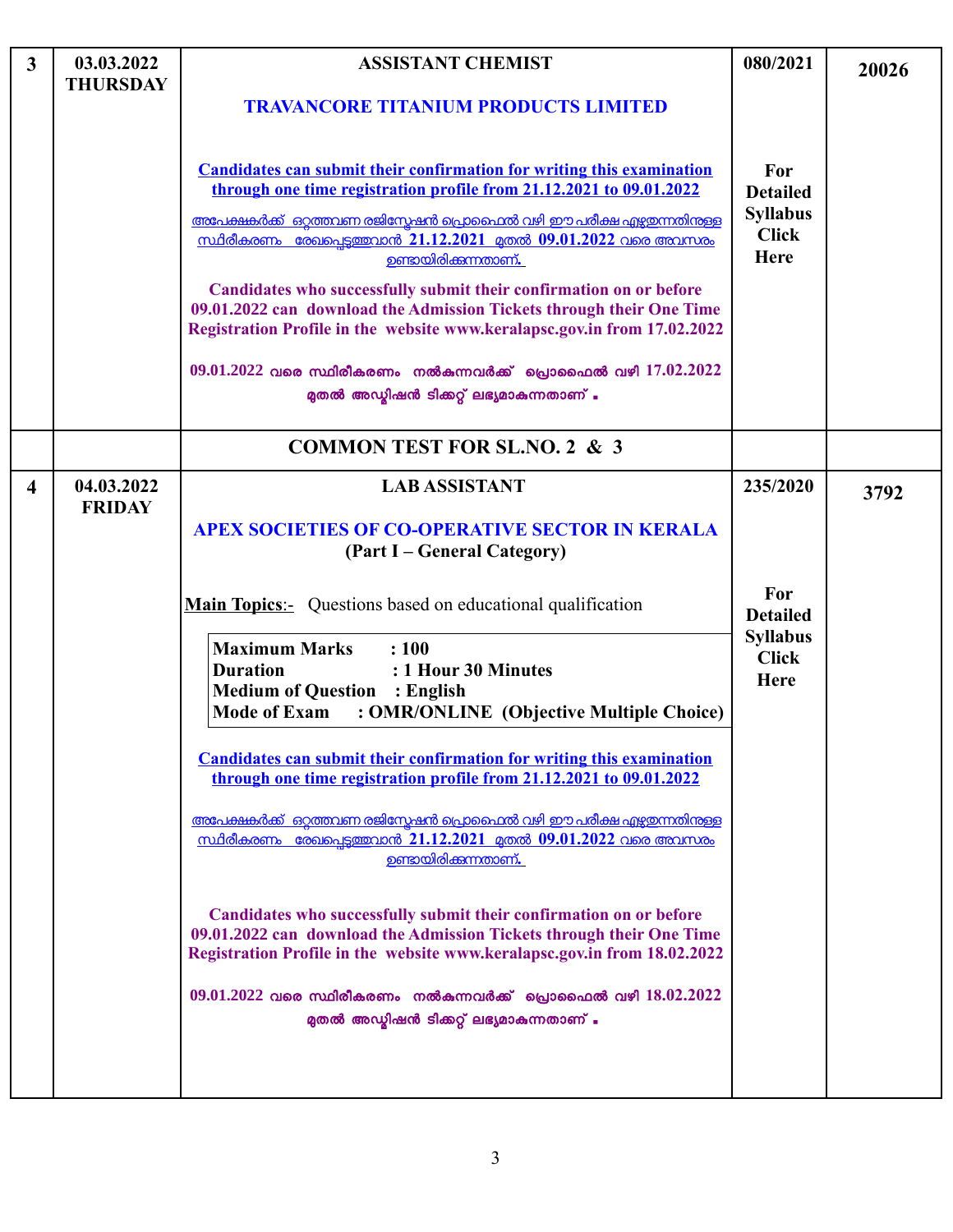| | | | | |
|---|---|---|---|---|
| **3** | **03.03.2022 THURSDAY** | **ASSISTANT CHEMIST**<br><br>**TRAVANCORE TITANIUM PRODUCTS LIMITED**<br><br>**Candidates can submit their confirmation for writing this examination through one time registration profile from 21.12.2021 to 09.01.2022**<br><br>അപേക്ഷകർക്ക് ഒറ്റത്തവണ രജിസ്ട്രേഷൻ പ്രൊഫൈൽ വഴി ഈ പരീക്ഷ എഴുതുന്നതിനുള്ള സ്ഥിരീകരണം രേഖപ്പെടുത്തുവാൻ **21.12.2021** മുതൽ **09.01.2022** വരെ അവസരം ഉണ്ടായിരിക്കുന്നതാണ്.<br><br>**Candidates who successfully submit their confirmation on or before 09.01.2022 can download the Admission Tickets through their One Time Registration Profile in the website www.keralapsc.gov.in from 17.02.2022**<br><br>**09.01.2022 വരെ സ്ഥിരീകരണം നൽകുന്നവർക്ക് പ്രൊഫൈൽ വഴി 17.02.2022 മുതൽ അഡ്മിഷൻ ടിക്കറ്റ് ലഭ്യമാകുന്നതാണ്.** | **080/2021**<br><br>**For Detailed Syllabus Click Here** | **20026** |
| | | **COMMON TEST FOR SL.NO. 2 & 3** | | |
| **4** | **04.03.2022 FRIDAY** | **LAB ASSISTANT**<br><br>**APEX SOCIETIES OF CO-OPERATIVE SECTOR IN KERALA**<br>**(Part I – General Category)**<br><br>**Main Topics**:- Questions based on educational qualification<br><br>**Maximum Marks : 100**<br>**Duration : 1 Hour 30 Minutes**<br>**Medium of Question : English**<br>**Mode of Exam : OMR/ONLINE (Objective Multiple Choice)**<br><br>**Candidates can submit their confirmation for writing this examination through one time registration profile from 21.12.2021 to 09.01.2022**<br><br>അപേക്ഷകർക്ക് ഒറ്റത്തവണ രജിസ്ട്രേഷൻ പ്രൊഫൈൽ വഴി ഈ പരീക്ഷ എഴുതുന്നതിനുള്ള സ്ഥിരീകരണം രേഖപ്പെടുത്തുവാൻ **21.12.2021** മുതൽ **09.01.2022** വരെ അവസരം ഉണ്ടായിരിക്കുന്നതാണ്.<br><br>**Candidates who successfully submit their confirmation on or before 09.01.2022 can download the Admission Tickets through their One Time Registration Profile in the website www.keralapsc.gov.in from 18.02.2022**<br><br>**09.01.2022 വരെ സ്ഥിരീകരണം നൽകുന്നവർക്ക് പ്രൊഫൈൽ വഴി 18.02.2022 മുതൽ അഡ്മിഷൻ ടിക്കറ്റ് ലഭ്യമാകുന്നതാണ്.** | **235/2020**<br><br>**For Detailed Syllabus Click Here** | **3792** |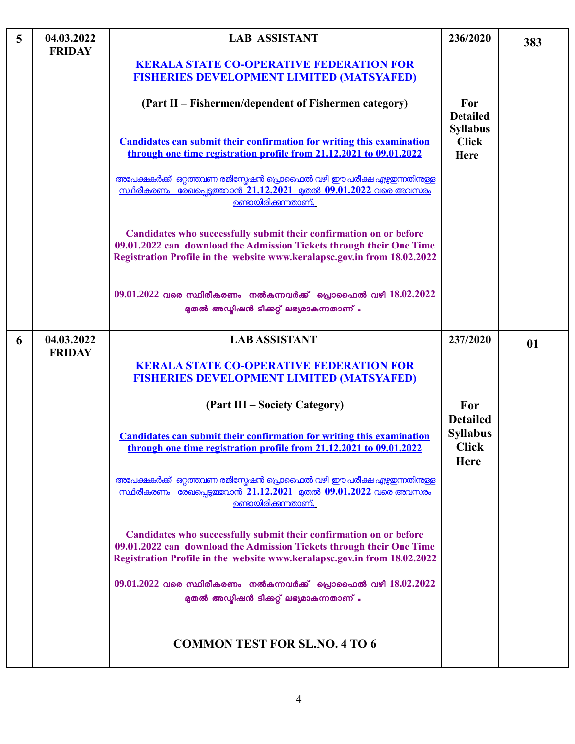| | | | | |
|---|---|---|---|---|
| 5 | 04.03.2022 FRIDAY | **LAB ASSISTANT**<br><br>**KERALA STATE CO-OPERATIVE FEDERATION FOR FISHERIES DEVELOPMENT LIMITED (MATSYAFED)**<br><br>**(Part II – Fishermen/dependent of Fishermen category)**<br><br>**Candidates can submit their confirmation for writing this examination through one time registration profile from 21.12.2021 to 09.01.2022**<br><br>അപേക്ഷകർക്ക് ഒറ്റത്തവണ രജിസ്ട്രേഷൻ പ്രൊഫൈൽ വഴി ഈ പരീക്ഷ എഴുതുന്നതിനുള്ള സ്ഥിരീകരണം രേഖപ്പെടുത്തുവാൻ **21.12.2021** മുതൽ **09.01.2022** വരെ അവസരം ഉണ്ടായിരിക്കുന്നതാണ്.<br><br>**Candidates who successfully submit their confirmation on or before 09.01.2022 can download the Admission Tickets through their One Time Registration Profile in the website www.keralapsc.gov.in from 18.02.2022**<br><br>**09.01.2022 വരെ സ്ഥിരീകരണം നൽകുന്നവർക്ക് പ്രൊഫൈൽ വഴി 18.02.2022 മുതൽ അഡ്മിഷൻ ടിക്കറ്റ് ലഭ്യമാകുന്നതാണ് .** | **236/2020**<br><br>**For Detailed Syllabus Click Here** | **383** |
| 6 | 04.03.2022 FRIDAY | **LAB ASSISTANT**<br><br>**KERALA STATE CO-OPERATIVE FEDERATION FOR FISHERIES DEVELOPMENT LIMITED (MATSYAFED)**<br><br>**(Part III – Society Category)**<br><br>**Candidates can submit their confirmation for writing this examination through one time registration profile from 21.12.2021 to 09.01.2022**<br><br>അപേക്ഷകർക്ക് ഒറ്റത്തവണ രജിസ്ട്രേഷൻ പ്രൊഫൈൽ വഴി ഈ പരീക്ഷ എഴുതുന്നതിനുള്ള സ്ഥിരീകരണം രേഖപ്പെടുത്തുവാൻ **21.12.2021** മുതൽ **09.01.2022** വരെ അവസരം ഉണ്ടായിരിക്കുന്നതാണ്.<br><br>**Candidates who successfully submit their confirmation on or before 09.01.2022 can download the Admission Tickets through their One Time Registration Profile in the website www.keralapsc.gov.in from 18.02.2022**<br><br>**09.01.2022 വരെ സ്ഥിരീകരണം നൽകുന്നവർക്ക് പ്രൊഫൈൽ വഴി 18.02.2022 മുതൽ അഡ്മിഷൻ ടിക്കറ്റ് ലഭ്യമാകുന്നതാണ് .** | **237/2020**<br><br>**For Detailed Syllabus Click Here** | **01** |
| | | **COMMON TEST FOR SL.NO. 4 TO 6** | | |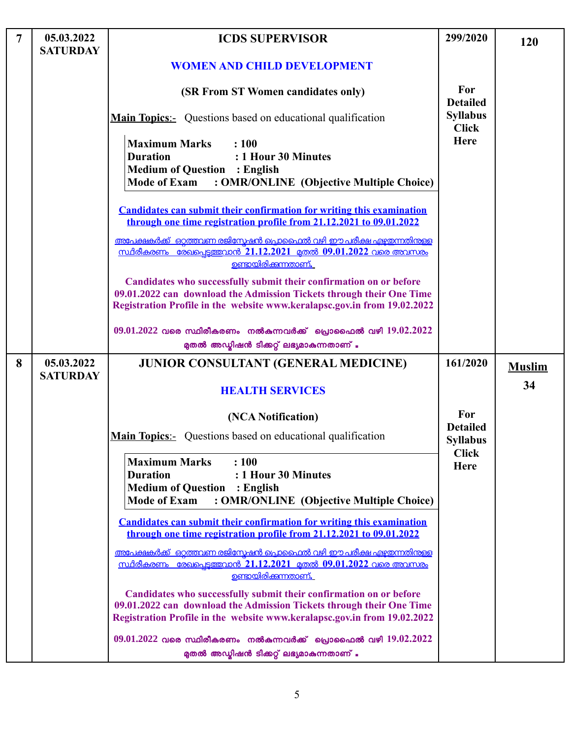| 7 | 05.03.2022 SATURDAY | **ICDS SUPERVISOR**<br><br>**WOMEN AND CHILD DEVELOPMENT**<br><br>**(SR From ST Women candidates only)**<br><br>**Main Topics**:- Questions based on educational qualification<br><br>**Maximum Marks : 100**<br>**Duration : 1 Hour 30 Minutes**<br>**Medium of Question : English**<br>**Mode of Exam : OMR/ONLINE (Objective Multiple Choice)**<br><br>**Candidates can submit their confirmation for writing this examination through one time registration profile from 21.12.2021 to 09.01.2022**<br><br>അപേക്ഷകർക്ക് ഒറ്റത്തവണ രജിസ്ട്രേഷൻ പ്രൊഫൈൽ വഴി ഈ പരീക്ഷ എഴുതുന്നതിനുള്ള സ്ഥിരീകരണം രേഖപ്പെടുത്തുവാൻ **21.12.2021** മുതൽ **09.01.2022** വരെ അവസരം ഉണ്ടായിരിക്കുന്നതാണ്.<br><br>**Candidates who successfully submit their confirmation on or before 09.01.2022 can download the Admission Tickets through their One Time Registration Profile in the website www.keralapsc.gov.in from 19.02.2022**<br><br>**09.01.2022 വരെ സ്ഥിരീകരണം നൽകുന്നവർക്ക് പ്രൊഫൈൽ വഴി 19.02.2022 മുതൽ അഡ്മിഷൻ ടിക്കറ്റ് ലഭ്യമാകുന്നതാണ് .** | **299/2020**<br><br>**For Detailed Syllabus Click Here** | **120** |
|---|---|---|---|---|
| 8 | 05.03.2022 SATURDAY | **JUNIOR CONSULTANT (GENERAL MEDICINE)**<br><br>**HEALTH SERVICES**<br><br>**(NCA Notification)**<br><br>**Main Topics**:- Questions based on educational qualification<br><br>**Maximum Marks : 100**<br>**Duration : 1 Hour 30 Minutes**<br>**Medium of Question : English**<br>**Mode of Exam : OMR/ONLINE (Objective Multiple Choice)**<br><br>**Candidates can submit their confirmation for writing this examination through one time registration profile from 21.12.2021 to 09.01.2022**<br><br>അപേക്ഷകർക്ക് ഒറ്റത്തവണ രജിസ്ട്രേഷൻ പ്രൊഫൈൽ വഴി ഈ പരീക്ഷ എഴുതുന്നതിനുള്ള സ്ഥിരീകരണം രേഖപ്പെടുത്തുവാൻ **21.12.2021** മുതൽ **09.01.2022** വരെ അവസരം ഉണ്ടായിരിക്കുന്നതാണ്.<br><br>**Candidates who successfully submit their confirmation on or before 09.01.2022 can download the Admission Tickets through their One Time Registration Profile in the website www.keralapsc.gov.in from 19.02.2022**<br><br>**09.01.2022 വരെ സ്ഥിരീകരണം നൽകുന്നവർക്ക് പ്രൊഫൈൽ വഴി 19.02.2022 മുതൽ അഡ്മിഷൻ ടിക്കറ്റ് ലഭ്യമാകുന്നതാണ് .** | **161/2020**<br><br>**For Detailed Syllabus Click Here** | **Muslim**<br><br>**34** |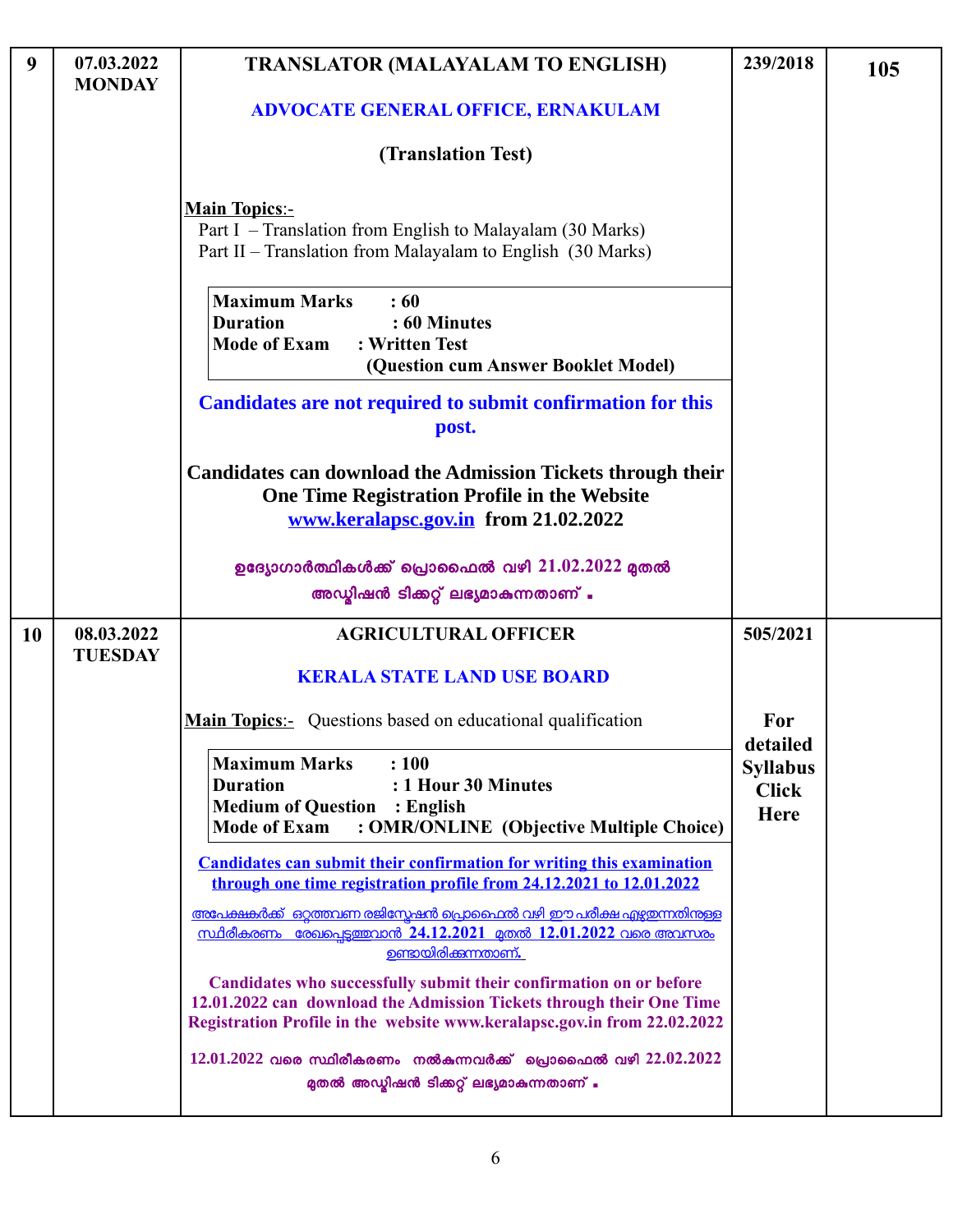| 9 | 07.03.2022 MONDAY | **TRANSLATOR (MALAYALAM TO ENGLISH)**<br><br>**ADVOCATE GENERAL OFFICE, ERNAKULAM**<br><br>**(Translation Test)**<br><br>**Main Topics**:-<br>Part I – Translation from English to Malayalam (30 Marks)<br>Part II – Translation from Malayalam to English (30 Marks)<br><br>**Maximum Marks : 60**<br>**Duration : 60 Minutes**<br>**Mode of Exam : Written Test (Question cum Answer Booklet Model)**<br><br>**Candidates are not required to submit confirmation for this post.**<br><br>**Candidates can download the Admission Tickets through their One Time Registration Profile in the Website www.keralapsc.gov.in from 21.02.2022**<br><br>ഉദ്യോഗാർത്ഥികൾക്ക് പ്രൊഫൈൽ വഴി 21.02.2022 മുതൽ അഡ്മിഷൻ ടിക്കറ്റ് ലഭ്യമാകുന്നതാണ് . | 239/2018 | 105 |
|---|---|---|---|---|
| 10 | 08.03.2022 TUESDAY | **AGRICULTURAL OFFICER**<br><br>**KERALA STATE LAND USE BOARD**<br><br>**Main Topics**:- Questions based on educational qualification<br><br>**Maximum Marks : 100**<br>**Duration : 1 Hour 30 Minutes**<br>**Medium of Question : English**<br>**Mode of Exam : OMR/ONLINE (Objective Multiple Choice)**<br><br>**Candidates can submit their confirmation for writing this examination through one time registration profile from 24.12.2021 to 12.01.2022**<br><br>അപേക്ഷകർക്ക് ഒറ്റത്തവണ രജിസ്ട്രേഷൻ പ്രൊഫൈൽ വഴി ഈ പരീക്ഷ എഴുതുന്നതിനുള്ള സ്ഥിരീകരണം രേഖപ്പെടുത്തുവാൻ 24.12.2021 മുതൽ 12.01.2022 വരെ അവസരം ഉണ്ടായിരിക്കുന്നതാണ്.<br><br>**Candidates who successfully submit their confirmation on or before 12.01.2022 can download the Admission Tickets through their One Time Registration Profile in the website www.keralapsc.gov.in from 22.02.2022**<br><br>12.01.2022 വരെ സ്ഥിരീകരണം നൽകുന്നവർക്ക് പ്രൊഫൈൽ വഴി 22.02.2022 മുതൽ അഡ്മിഷൻ ടിക്കറ്റ് ലഭ്യമാകുന്നതാണ് . | 505/2021<br><br>**For detailed Syllabus Click Here** | |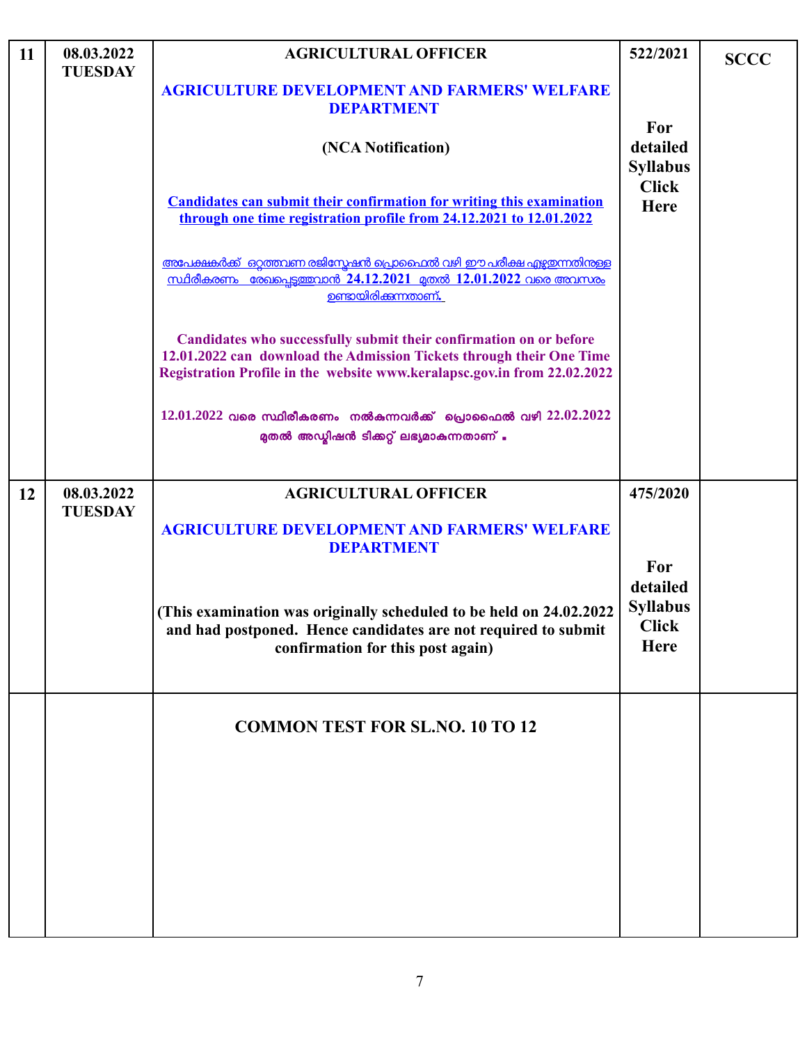| | | | | |
|---|---|---|---|---|
| 11 | 08.03.2022 TUESDAY | **AGRICULTURAL OFFICER**<br><br>**AGRICULTURE DEVELOPMENT AND FARMERS' WELFARE DEPARTMENT**<br><br>**(NCA Notification)**<br><br>**Candidates can submit their confirmation for writing this examination through one time registration profile from 24.12.2021 to 12.01.2022**<br><br>അപേക്ഷകർക്ക് ഒറ്റത്തവണ രജിസ്ട്രേഷൻ പ്രൊഫൈൽ വഴി ഈ പരീക്ഷ എഴുതുന്നതിനുള്ള സ്ഥിരീകരണം രേഖപ്പെടുത്തുവാൻ 24.12.2021 മുതൽ 12.01.2022 വരെ അവസരം ഉണ്ടായിരിക്കുന്നതാണ്.<br><br>**Candidates who successfully submit their confirmation on or before 12.01.2022 can download the Admission Tickets through their One Time Registration Profile in the website www.keralapsc.gov.in from 22.02.2022**<br><br>12.01.2022 വരെ സ്ഥിരീകരണം നൽകുന്നവർക്ക് പ്രൊഫൈൽ വഴി 22.02.2022 മുതൽ അഡ്മിഷൻ ടിക്കറ്റ് ലഭ്യമാകുന്നതാണ്. | 522/2021<br><br>For detailed Syllabus Click Here | SCCC |
| 12 | 08.03.2022 TUESDAY | **AGRICULTURAL OFFICER**<br><br>**AGRICULTURE DEVELOPMENT AND FARMERS' WELFARE DEPARTMENT**<br><br>**(This examination was originally scheduled to be held on 24.02.2022 and had postponed. Hence candidates are not required to submit confirmation for this post again)** | 475/2020<br><br>For detailed Syllabus Click Here | |
| | | **COMMON TEST FOR SL.NO. 10 TO 12** | | |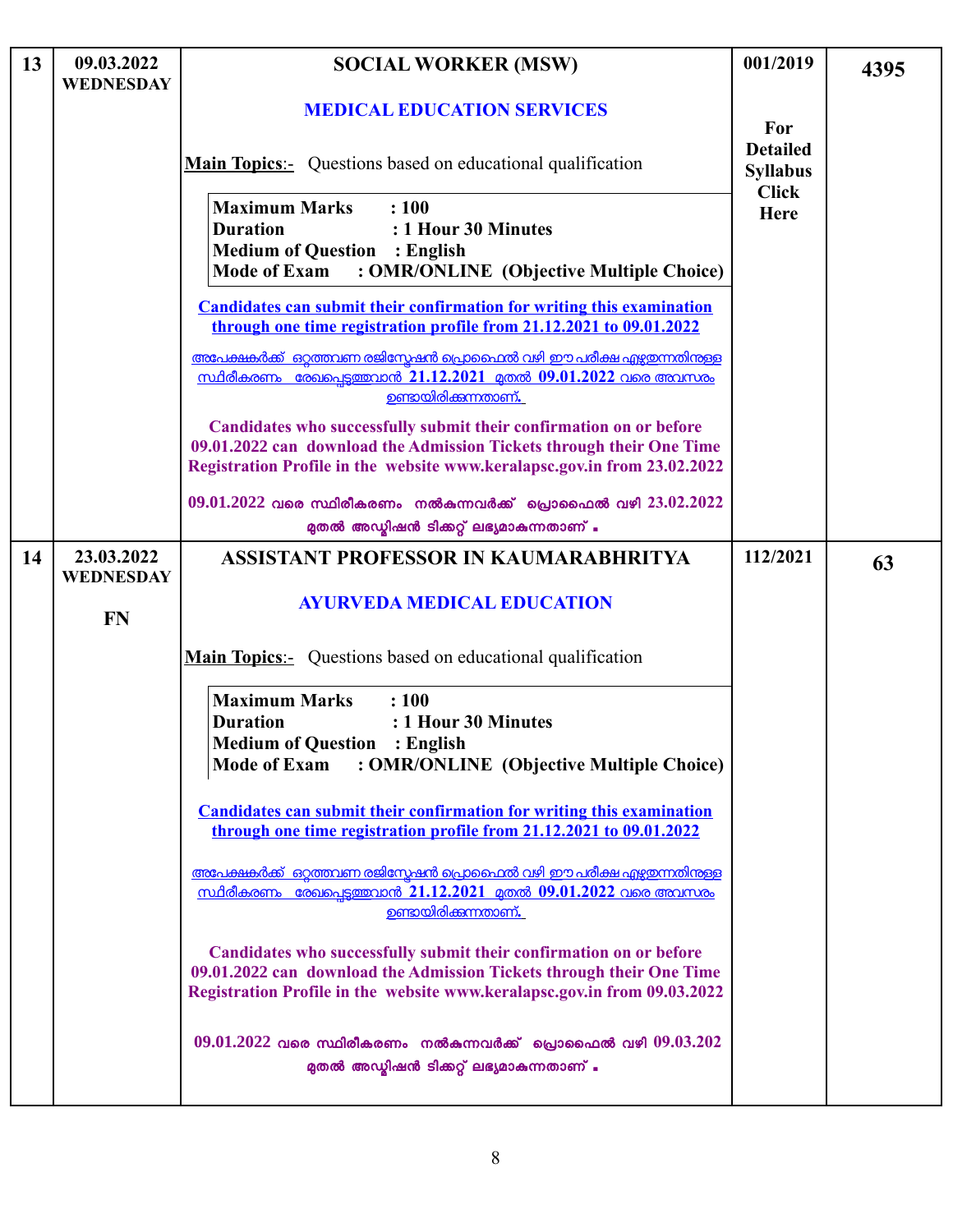| 13 | 09.03.2022 WEDNESDAY | **SOCIAL WORKER (MSW)**<br><br>**MEDICAL EDUCATION SERVICES**<br><br>**Main Topics**:- Questions based on educational qualification<br><br>**Maximum Marks : 100**<br>**Duration : 1 Hour 30 Minutes**<br>**Medium of Question : English**<br>**Mode of Exam : OMR/ONLINE (Objective Multiple Choice)**<br><br>**Candidates can submit their confirmation for writing this examination through one time registration profile from 21.12.2021 to 09.01.2022**<br><br>അപേക്ഷകർക്ക് ഒറ്റത്തവണ രജിസ്ട്രേഷൻ പ്രൊഫൈൽ വഴി ഈ പരീക്ഷ എഴുതുന്നതിനുള്ള സ്ഥിരീകരണം രേഖപ്പെടുത്തുവാൻ **21.12.2021** മുതൽ **09.01.2022** വരെ അവസരം ഉണ്ടായിരിക്കുന്നതാണ്.<br><br>**Candidates who successfully submit their confirmation on or before 09.01.2022 can download the Admission Tickets through their One Time Registration Profile in the website www.keralapsc.gov.in from 23.02.2022**<br><br>09.01.2022 വരെ സ്ഥിരീകരണം നൽകുന്നവർക്ക് പ്രൊഫൈൽ വഴി 23.02.2022 മുതൽ അഡ്മിഷൻ ടിക്കറ്റ് ലഭ്യമാകുന്നതാണ് . | **001/2019**<br><br>**For Detailed Syllabus Click Here** | **4395** |
|---|---|---|---|---|
| 14 | 23.03.2022 WEDNESDAY<br><br>FN | **ASSISTANT PROFESSOR IN KAUMARABHRITYA**<br><br>**AYURVEDA MEDICAL EDUCATION**<br><br>**Main Topics**:- Questions based on educational qualification<br><br>**Maximum Marks : 100**<br>**Duration : 1 Hour 30 Minutes**<br>**Medium of Question : English**<br>**Mode of Exam : OMR/ONLINE (Objective Multiple Choice)**<br><br>**Candidates can submit their confirmation for writing this examination through one time registration profile from 21.12.2021 to 09.01.2022**<br><br>അപേക്ഷകർക്ക് ഒറ്റത്തവണ രജിസ്ട്രേഷൻ പ്രൊഫൈൽ വഴി ഈ പരീക്ഷ എഴുതുന്നതിനുള്ള സ്ഥിരീകരണം രേഖപ്പെടുത്തുവാൻ **21.12.2021** മുതൽ **09.01.2022** വരെ അവസരം ഉണ്ടായിരിക്കുന്നതാണ്.<br><br>**Candidates who successfully submit their confirmation on or before 09.01.2022 can download the Admission Tickets through their One Time Registration Profile in the website www.keralapsc.gov.in from 09.03.2022**<br><br>09.01.2022 വരെ സ്ഥിരീകരണം നൽകുന്നവർക്ക് പ്രൊഫൈൽ വഴി 09.03.202 മുതൽ അഡ്മിഷൻ ടിക്കറ്റ് ലഭ്യമാകുന്നതാണ് . | **112/2021** | **63** |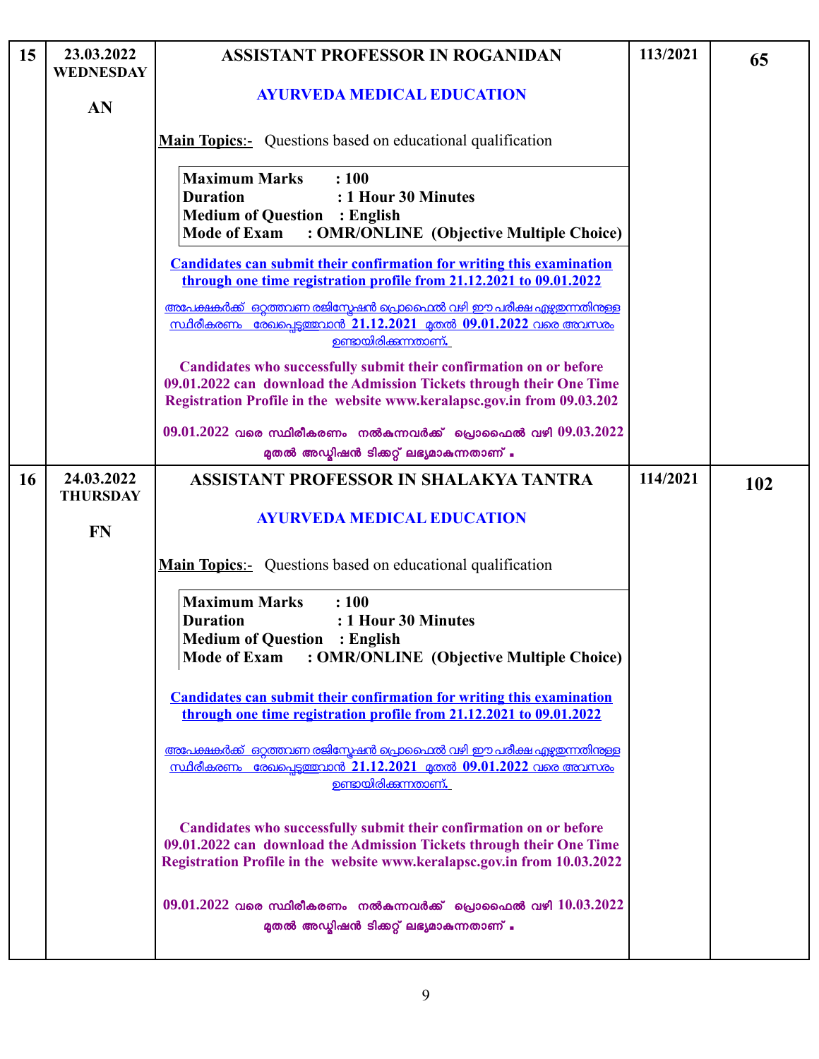| | | | | |
|---|---|---|---|---|
| 15 | 23.03.2022 WEDNESDAY<br><br>AN | **ASSISTANT PROFESSOR IN ROGANIDAN**<br><br>**AYURVEDA MEDICAL EDUCATION**<br><br>**Main Topics**:- Questions based on educational qualification<br><br>**Maximum Marks : 100**<br>**Duration : 1 Hour 30 Minutes**<br>**Medium of Question : English**<br>**Mode of Exam : OMR/ONLINE (Objective Multiple Choice)**<br><br>**Candidates can submit their confirmation for writing this examination through one time registration profile from 21.12.2021 to 09.01.2022**<br><br>അപേക്ഷകർക്ക് ഒറ്റത്തവണ രജിസ്ട്രേഷൻ പ്രൊഫൈൽ വഴി ഈ പരീക്ഷ എഴുതുന്നതിനുള്ള സ്ഥിരീകരണം രേഖപ്പെടുത്തുവാൻ 21.12.2021 മുതൽ 09.01.2022 വരെ അവസരം ഉണ്ടായിരിക്കുന്നതാണ്.<br><br>**Candidates who successfully submit their confirmation on or before 09.01.2022 can download the Admission Tickets through their One Time Registration Profile in the website www.keralapsc.gov.in from 09.03.202**<br><br>09.01.2022 വരെ സ്ഥിരീകരണം നൽകുന്നവർക്ക് പ്രൊഫൈൽ വഴി 09.03.2022 മുതൽ അഡ്മിഷൻ ടിക്കറ്റ് ലഭ്യമാകുന്നതാണ് . | 113/2021 | 65 |
| 16 | 24.03.2022 THURSDAY<br><br>FN | **ASSISTANT PROFESSOR IN SHALAKYA TANTRA**<br><br>**AYURVEDA MEDICAL EDUCATION**<br><br>**Main Topics**:- Questions based on educational qualification<br><br>**Maximum Marks : 100**<br>**Duration : 1 Hour 30 Minutes**<br>**Medium of Question : English**<br>**Mode of Exam : OMR/ONLINE (Objective Multiple Choice)**<br><br>**Candidates can submit their confirmation for writing this examination through one time registration profile from 21.12.2021 to 09.01.2022**<br><br>അപേക്ഷകർക്ക് ഒറ്റത്തവണ രജിസ്ട്രേഷൻ പ്രൊഫൈൽ വഴി ഈ പരീക്ഷ എഴുതുന്നതിനുള്ള സ്ഥിരീകരണം രേഖപ്പെടുത്തുവാൻ 21.12.2021 മുതൽ 09.01.2022 വരെ അവസരം ഉണ്ടായിരിക്കുന്നതാണ്.<br><br>**Candidates who successfully submit their confirmation on or before 09.01.2022 can download the Admission Tickets through their One Time Registration Profile in the website www.keralapsc.gov.in from 10.03.2022**<br><br>09.01.2022 വരെ സ്ഥിരീകരണം നൽകുന്നവർക്ക് പ്രൊഫൈൽ വഴി 10.03.2022 മുതൽ അഡ്മിഷൻ ടിക്കറ്റ് ലഭ്യമാകുന്നതാണ് . | 114/2021 | 102 |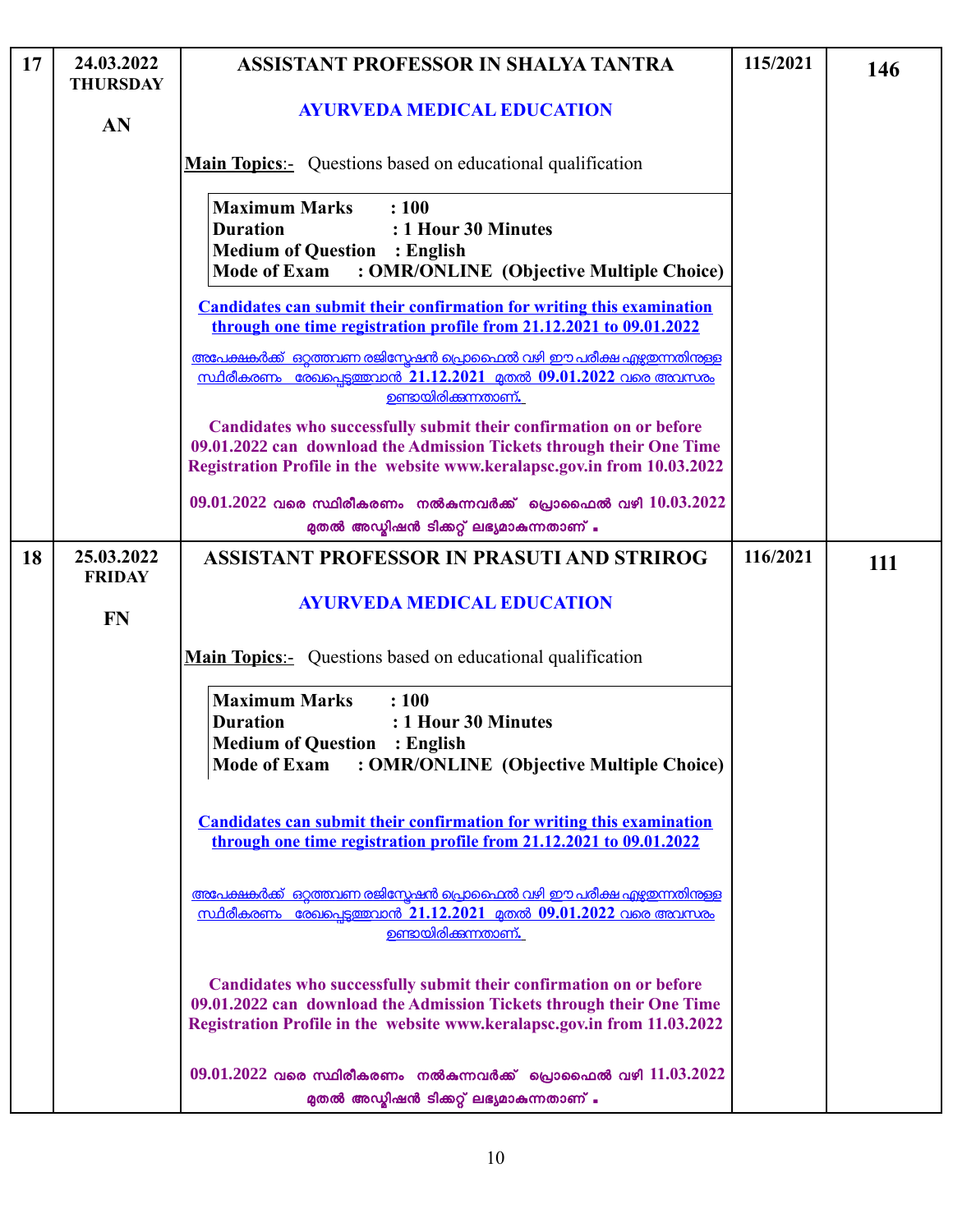| 17 | 24.03.2022 THURSDAY<br><br>AN | **ASSISTANT PROFESSOR IN SHALYA TANTRA**<br><br>**AYURVEDA MEDICAL EDUCATION**<br><br>**Main Topics**:- Questions based on educational qualification<br><br>**Maximum Marks : 100**<br>**Duration : 1 Hour 30 Minutes**<br>**Medium of Question : English**<br>**Mode of Exam : OMR/ONLINE (Objective Multiple Choice)**<br><br>**Candidates can submit their confirmation for writing this examination through one time registration profile from 21.12.2021 to 09.01.2022**<br><br>അപേക്ഷകർക്ക് ഒറ്റത്തവണ രജിസ്ട്രേഷൻ പ്രൊഫൈൽ വഴി ഈ പരീക്ഷ എഴുതുന്നതിനുള്ള സ്ഥിരീകരണം രേഖപ്പെടുത്തുവാൻ **21.12.2021** മുതൽ **09.01.2022** വരെ അവസരം ഉണ്ടായിരിക്കുന്നതാണ്.<br><br>**Candidates who successfully submit their confirmation on or before 09.01.2022 can download the Admission Tickets through their One Time Registration Profile in the website www.keralapsc.gov.in from 10.03.2022**<br><br>**09.01.2022 വരെ സ്ഥിരീകരണം നൽകുന്നവർക്ക് പ്രൊഫൈൽ വഴി 10.03.2022 മുതൽ അഡ്മിഷൻ ടിക്കറ്റ് ലഭ്യമാകുന്നതാണ് .** | 115/2021 | 146 |
|---|---|---|---|---|
| 18 | 25.03.2022 FRIDAY<br><br>FN | **ASSISTANT PROFESSOR IN PRASUTI AND STRIROG**<br><br>**AYURVEDA MEDICAL EDUCATION**<br><br>**Main Topics**:- Questions based on educational qualification<br><br>**Maximum Marks : 100**<br>**Duration : 1 Hour 30 Minutes**<br>**Medium of Question : English**<br>**Mode of Exam : OMR/ONLINE (Objective Multiple Choice)**<br><br>**Candidates can submit their confirmation for writing this examination through one time registration profile from 21.12.2021 to 09.01.2022**<br><br>അപേക്ഷകർക്ക് ഒറ്റത്തവണ രജിസ്ട്രേഷൻ പ്രൊഫൈൽ വഴി ഈ പരീക്ഷ എഴുതുന്നതിനുള്ള സ്ഥിരീകരണം രേഖപ്പെടുത്തുവാൻ **21.12.2021** മുതൽ **09.01.2022** വരെ അവസരം ഉണ്ടായിരിക്കുന്നതാണ്.<br><br>**Candidates who successfully submit their confirmation on or before 09.01.2022 can download the Admission Tickets through their One Time Registration Profile in the website www.keralapsc.gov.in from 11.03.2022**<br><br>**09.01.2022 വരെ സ്ഥിരീകരണം നൽകുന്നവർക്ക് പ്രൊഫൈൽ വഴി 11.03.2022 മുതൽ അഡ്മിഷൻ ടിക്കറ്റ് ലഭ്യമാകുന്നതാണ് .** | 116/2021 | 111 |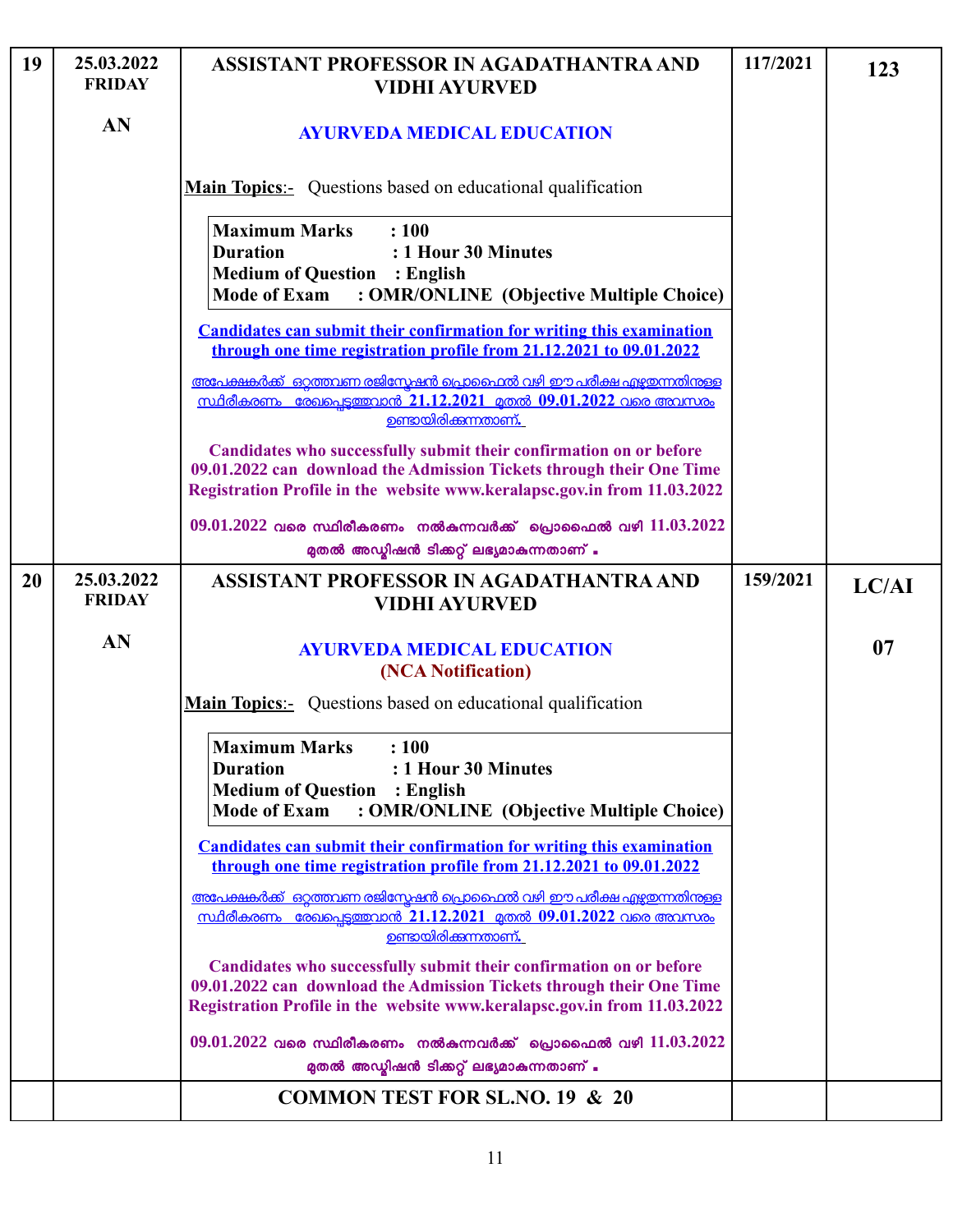| | | | | |
|---|---|---|---|---|
| **19** | **25.03.2022 FRIDAY**<br><br>**AN** | **ASSISTANT PROFESSOR IN AGADATHANTRA AND VIDHI AYURVED**<br><br>**AYURVEDA MEDICAL EDUCATION**<br><br>**Main Topics**:- Questions based on educational qualification<br><br>**Maximum Marks : 100**<br>**Duration : 1 Hour 30 Minutes**<br>**Medium of Question : English**<br>**Mode of Exam : OMR/ONLINE (Objective Multiple Choice)**<br><br>**Candidates can submit their confirmation for writing this examination through one time registration profile from 21.12.2021 to 09.01.2022**<br><br>അപേക്ഷകർക്ക് ഒറ്റത്തവണ രജിസ്ട്രേഷൻ പ്രൊഫൈൽ വഴി ഈ പരീക്ഷ എഴുതുന്നതിനുള്ള സ്ഥിരീകരണം രേഖപ്പെടുത്തുവാൻ 21.12.2021 മുതൽ 09.01.2022 വരെ അവസരം ഉണ്ടായിരിക്കുന്നതാണ്.<br><br>**Candidates who successfully submit their confirmation on or before 09.01.2022 can download the Admission Tickets through their One Time Registration Profile in the website www.keralapsc.gov.in from 11.03.2022**<br><br>09.01.2022 വരെ സ്ഥിരീകരണം നൽകുന്നവർക്ക് പ്രൊഫൈൽ വഴി 11.03.2022 മുതൽ അഡ്മിഷൻ ടിക്കറ്റ് ലഭ്യമാകുന്നതാണ്. | **117/2021** | **123** |
| **20** | **25.03.2022 FRIDAY**<br><br>**AN** | **ASSISTANT PROFESSOR IN AGADATHANTRA AND VIDHI AYURVED**<br><br>**AYURVEDA MEDICAL EDUCATION**<br>**(NCA Notification)**<br><br>**Main Topics**:- Questions based on educational qualification<br><br>**Maximum Marks : 100**<br>**Duration : 1 Hour 30 Minutes**<br>**Medium of Question : English**<br>**Mode of Exam : OMR/ONLINE (Objective Multiple Choice)**<br><br>**Candidates can submit their confirmation for writing this examination through one time registration profile from 21.12.2021 to 09.01.2022**<br><br>അപേക്ഷകർക്ക് ഒറ്റത്തവണ രജിസ്ട്രേഷൻ പ്രൊഫൈൽ വഴി ഈ പരീക്ഷ എഴുതുന്നതിനുള്ള സ്ഥിരീകരണം രേഖപ്പെടുത്തുവാൻ 21.12.2021 മുതൽ 09.01.2022 വരെ അവസരം ഉണ്ടായിരിക്കുന്നതാണ്.<br><br>**Candidates who successfully submit their confirmation on or before 09.01.2022 can download the Admission Tickets through their One Time Registration Profile in the website www.keralapsc.gov.in from 11.03.2022**<br><br>09.01.2022 വരെ സ്ഥിരീകരണം നൽകുന്നവർക്ക് പ്രൊഫൈൽ വഴി 11.03.2022 മുതൽ അഡ്മിഷൻ ടിക്കറ്റ് ലഭ്യമാകുന്നതാണ്. | **159/2021** | **LC/AI**<br><br>**07** |
| | | **COMMON TEST FOR SL.NO. 19 & 20** | | |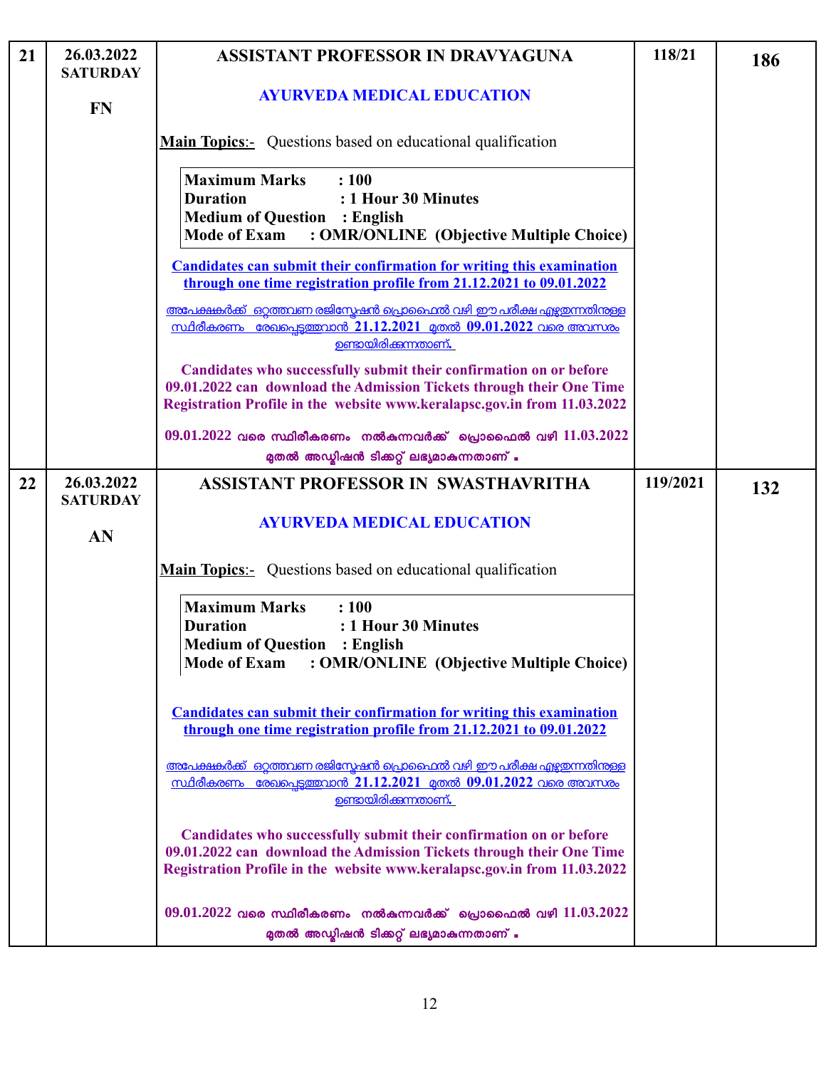| 21 | 26.03.2022 SATURDAY<br><br>FN | **ASSISTANT PROFESSOR IN DRAVYAGUNA**<br><br>**AYURVEDA MEDICAL EDUCATION**<br><br>**Main Topics**:- Questions based on educational qualification<br><br>**Maximum Marks : 100**<br>**Duration : 1 Hour 30 Minutes**<br>**Medium of Question : English**<br>**Mode of Exam : OMR/ONLINE (Objective Multiple Choice)**<br><br>**Candidates can submit their confirmation for writing this examination through one time registration profile from 21.12.2021 to 09.01.2022**<br><br>അപേക്ഷകർക്ക് ഒറ്റത്തവണ രജിസ്ട്രേഷൻ പ്രൊഫൈൽ വഴി ഈ പരീക്ഷ എഴുതുന്നതിനുള്ള സ്ഥിരീകരണം രേഖപ്പെടുത്തുവാൻ 21.12.2021 മുതൽ 09.01.2022 വരെ അവസരം ഉണ്ടായിരിക്കുന്നതാണ്.<br><br>**Candidates who successfully submit their confirmation on or before 09.01.2022 can download the Admission Tickets through their One Time Registration Profile in the website www.keralapsc.gov.in from 11.03.2022**<br><br>09.01.2022 വരെ സ്ഥിരീകരണം നൽകുന്നവർക്ക് പ്രൊഫൈൽ വഴി 11.03.2022 മുതൽ അഡ്മിഷൻ ടിക്കറ്റ് ലഭ്യമാകുന്നതാണ്. | 118/21 | 186 |
|---|---|---|---|---|
| 22 | 26.03.2022 SATURDAY<br><br>AN | **ASSISTANT PROFESSOR IN SWASTHAVRITHA**<br><br>**AYURVEDA MEDICAL EDUCATION**<br><br>**Main Topics**:- Questions based on educational qualification<br><br>**Maximum Marks : 100**<br>**Duration : 1 Hour 30 Minutes**<br>**Medium of Question : English**<br>**Mode of Exam : OMR/ONLINE (Objective Multiple Choice)**<br><br>**Candidates can submit their confirmation for writing this examination through one time registration profile from 21.12.2021 to 09.01.2022**<br><br>അപേക്ഷകർക്ക് ഒറ്റത്തവണ രജിസ്ട്രേഷൻ പ്രൊഫൈൽ വഴി ഈ പരീക്ഷ എഴുതുന്നതിനുള്ള സ്ഥിരീകരണം രേഖപ്പെടുത്തുവാൻ 21.12.2021 മുതൽ 09.01.2022 വരെ അവസരം ഉണ്ടായിരിക്കുന്നതാണ്.<br><br>**Candidates who successfully submit their confirmation on or before 09.01.2022 can download the Admission Tickets through their One Time Registration Profile in the website www.keralapsc.gov.in from 11.03.2022**<br><br>09.01.2022 വരെ സ്ഥിരീകരണം നൽകുന്നവർക്ക് പ്രൊഫൈൽ വഴി 11.03.2022 മുതൽ അഡ്മിഷൻ ടിക്കറ്റ് ലഭ്യമാകുന്നതാണ്. | 119/2021 | 132 |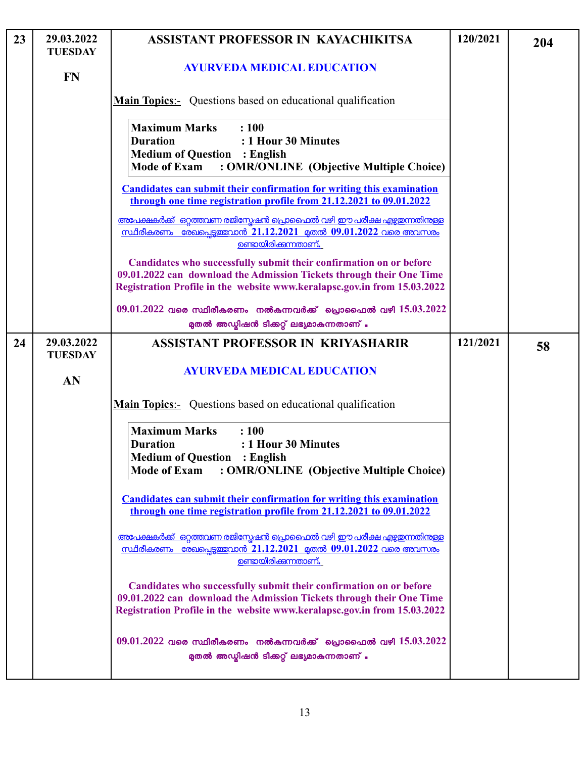| | | | | |
|---|---|---|---|---|
| 23 | 29.03.2022 TUESDAY<br><br>FN | **ASSISTANT PROFESSOR IN KAYACHIKITSA**<br><br>**AYURVEDA MEDICAL EDUCATION**<br><br>**Main Topics**:- Questions based on educational qualification<br><br>**Maximum Marks : 100**<br>**Duration : 1 Hour 30 Minutes**<br>**Medium of Question : English**<br>**Mode of Exam : OMR/ONLINE (Objective Multiple Choice)**<br><br>**Candidates can submit their confirmation for writing this examination through one time registration profile from 21.12.2021 to 09.01.2022**<br><br>അപേക്ഷകർക്ക് ഒറ്റത്തവണ രജിസ്ട്രേഷൻ പ്രൊഫൈൽ വഴി ഈ പരീക്ഷ എഴുതുന്നതിനുള്ള സ്ഥിരീകരണം രേഖപ്പെടുത്തുവാൻ 21.12.2021 മുതൽ 09.01.2022 വരെ അവസരം ഉണ്ടായിരിക്കുന്നതാണ്.<br><br>**Candidates who successfully submit their confirmation on or before 09.01.2022 can download the Admission Tickets through their One Time Registration Profile in the website www.keralapsc.gov.in from 15.03.2022**<br><br>09.01.2022 വരെ സ്ഥിരീകരണം നൽകുന്നവർക്ക് പ്രൊഫൈൽ വഴി 15.03.2022 മുതൽ അഡ്മിഷൻ ടിക്കറ്റ് ലഭ്യമാകുന്നതാണ്. | 120/2021 | 204 |
| 24 | 29.03.2022 TUESDAY<br><br>AN | **ASSISTANT PROFESSOR IN KRIYASHARIR**<br><br>**AYURVEDA MEDICAL EDUCATION**<br><br>**Main Topics**:- Questions based on educational qualification<br><br>**Maximum Marks : 100**<br>**Duration : 1 Hour 30 Minutes**<br>**Medium of Question : English**<br>**Mode of Exam : OMR/ONLINE (Objective Multiple Choice)**<br><br>**Candidates can submit their confirmation for writing this examination through one time registration profile from 21.12.2021 to 09.01.2022**<br><br>അപേക്ഷകർക്ക് ഒറ്റത്തവണ രജിസ്ട്രേഷൻ പ്രൊഫൈൽ വഴി ഈ പരീക്ഷ എഴുതുന്നതിനുള്ള സ്ഥിരീകരണം രേഖപ്പെടുത്തുവാൻ 21.12.2021 മുതൽ 09.01.2022 വരെ അവസരം ഉണ്ടായിരിക്കുന്നതാണ്.<br><br>**Candidates who successfully submit their confirmation on or before 09.01.2022 can download the Admission Tickets through their One Time Registration Profile in the website www.keralapsc.gov.in from 15.03.2022**<br><br>09.01.2022 വരെ സ്ഥിരീകരണം നൽകുന്നവർക്ക് പ്രൊഫൈൽ വഴി 15.03.2022 മുതൽ അഡ്മിഷൻ ടിക്കറ്റ് ലഭ്യമാകുന്നതാണ്. | 121/2021 | 58 |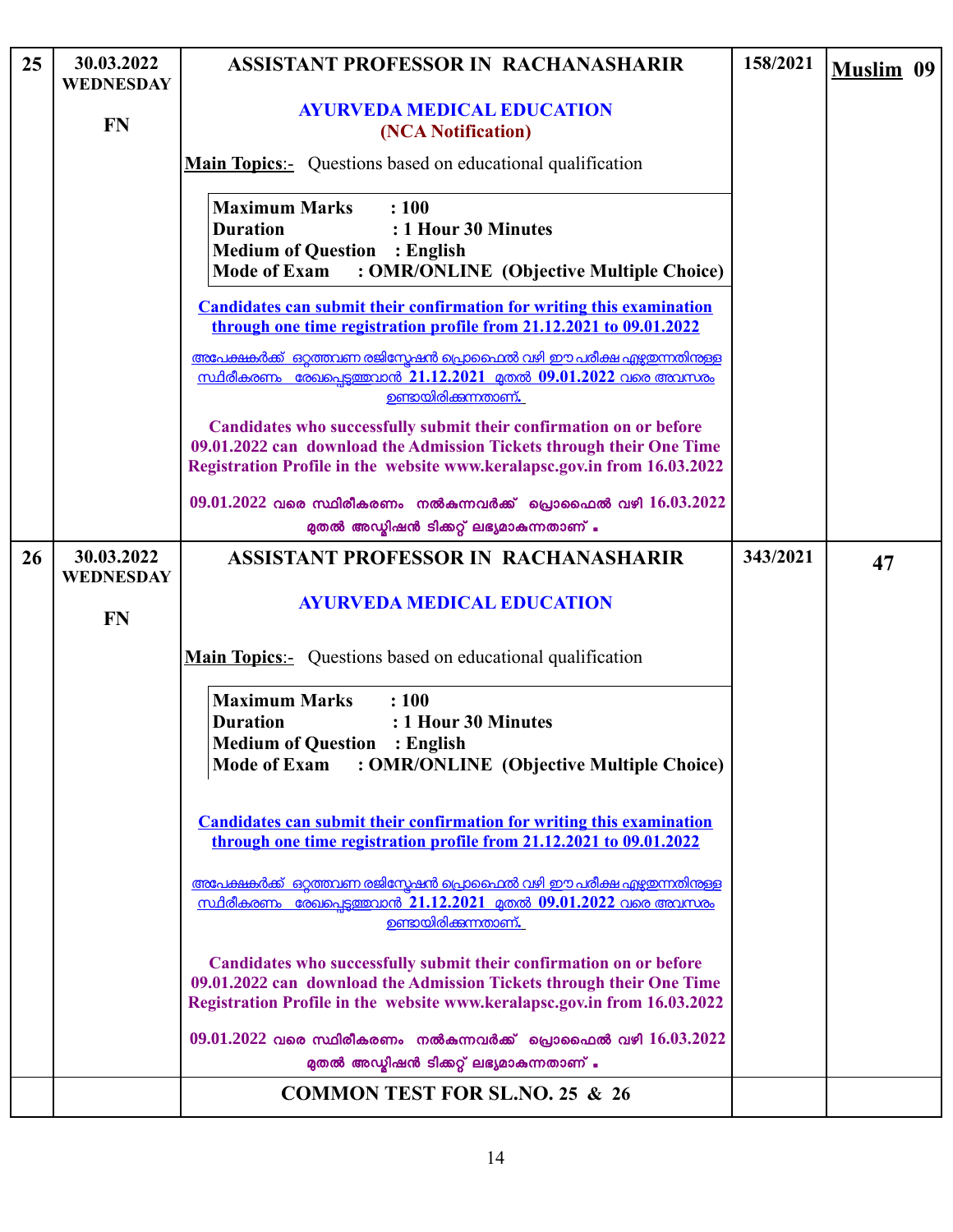| 25 | 30.03.2022 WEDNESDAY<br><br>FN | **ASSISTANT PROFESSOR IN RACHANASHARIR**<br><br>**AYURVEDA MEDICAL EDUCATION**<br>**(NCA Notification)**<br><br>**Main Topics**:- Questions based on educational qualification<br><br>**Maximum Marks : 100**<br>**Duration : 1 Hour 30 Minutes**<br>**Medium of Question : English**<br>**Mode of Exam : OMR/ONLINE (Objective Multiple Choice)**<br><br>**Candidates can submit their confirmation for writing this examination through one time registration profile from 21.12.2021 to 09.01.2022**<br><br>അപേക്ഷകർക്ക് ഒറ്റത്തവണ രജിസ്ട്രേഷൻ പ്രൊഫൈൽ വഴി ഈ പരീക്ഷ എഴുതുന്നതിനുള്ള സ്ഥിരീകരണം രേഖപ്പെടുത്തുവാൻ 21.12.2021 മുതൽ 09.01.2022 വരെ അവസരം ഉണ്ടായിരിക്കുന്നതാണ്.<br><br>**Candidates who successfully submit their confirmation on or before 09.01.2022 can download the Admission Tickets through their One Time Registration Profile in the website www.keralapsc.gov.in from 16.03.2022**<br><br>09.01.2022 വരെ സ്ഥിരീകരണം നൽകുന്നവർക്ക് പ്രൊഫൈൽ വഴി 16.03.2022 മുതൽ അഡ്മിഷൻ ടിക്കറ്റ് ലഭ്യമാകുന്നതാണ് . | 158/2021 | **Muslim 09** |
|---|---|---|---|---|
| 26 | 30.03.2022 WEDNESDAY<br><br>FN | **ASSISTANT PROFESSOR IN RACHANASHARIR**<br><br>**AYURVEDA MEDICAL EDUCATION**<br><br>**Main Topics**:- Questions based on educational qualification<br><br>**Maximum Marks : 100**<br>**Duration : 1 Hour 30 Minutes**<br>**Medium of Question : English**<br>**Mode of Exam : OMR/ONLINE (Objective Multiple Choice)**<br><br>**Candidates can submit their confirmation for writing this examination through one time registration profile from 21.12.2021 to 09.01.2022**<br><br>അപേക്ഷകർക്ക് ഒറ്റത്തവണ രജിസ്ട്രേഷൻ പ്രൊഫൈൽ വഴി ഈ പരീക്ഷ എഴുതുന്നതിനുള്ള സ്ഥിരീകരണം രേഖപ്പെടുത്തുവാൻ 21.12.2021 മുതൽ 09.01.2022 വരെ അവസരം ഉണ്ടായിരിക്കുന്നതാണ്.<br><br>**Candidates who successfully submit their confirmation on or before 09.01.2022 can download the Admission Tickets through their One Time Registration Profile in the website www.keralapsc.gov.in from 16.03.2022**<br><br>09.01.2022 വരെ സ്ഥിരീകരണം നൽകുന്നവർക്ക് പ്രൊഫൈൽ വഴി 16.03.2022 മുതൽ അഡ്മിഷൻ ടിക്കറ്റ് ലഭ്യമാകുന്നതാണ് . | 343/2021 | **47** |
| | | **COMMON TEST FOR SL.NO. 25 & 26** | | |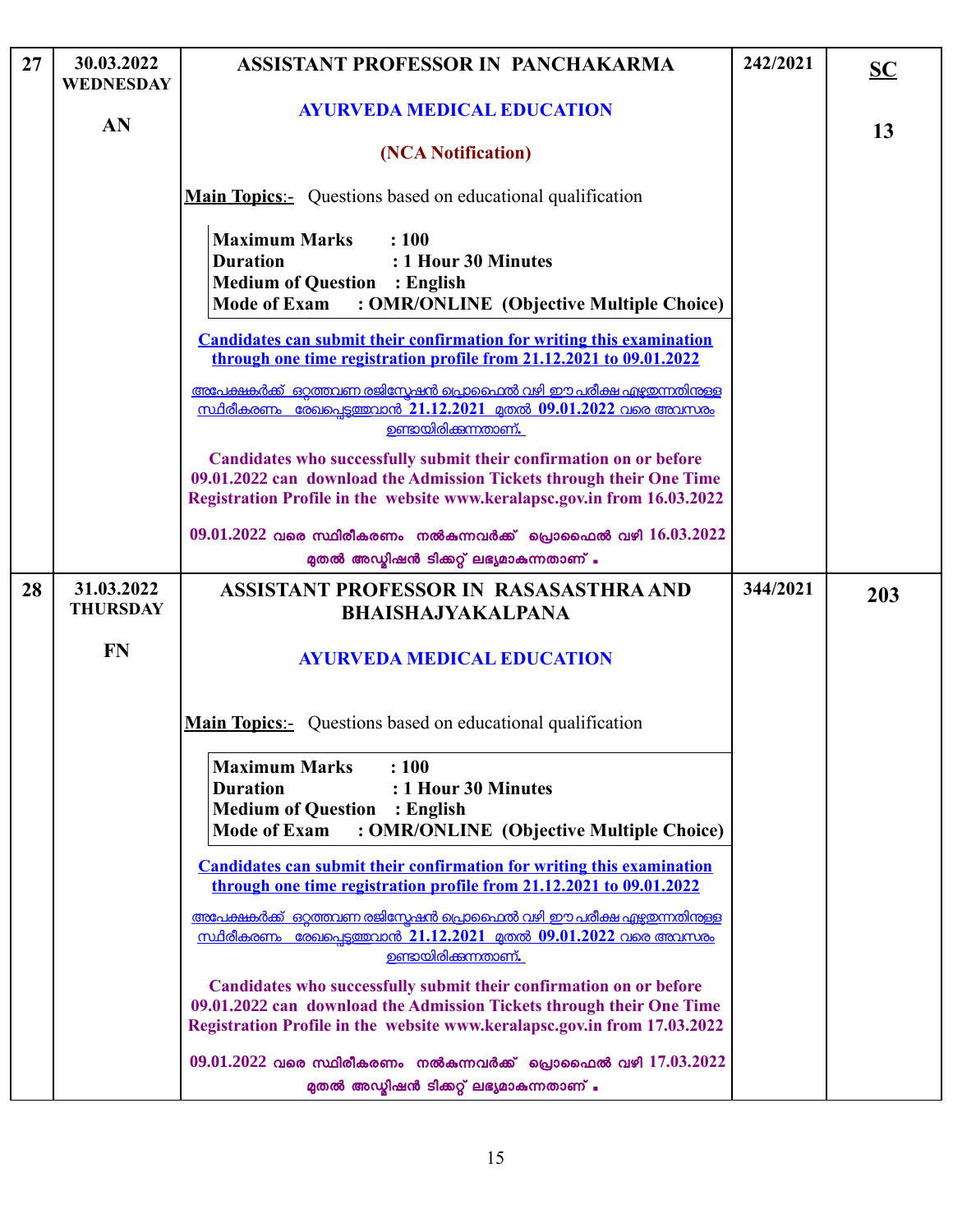| 27 | 30.03.2022 WEDNESDAY<br><br>AN | **ASSISTANT PROFESSOR IN PANCHAKARMA**<br><br>**AYURVEDA MEDICAL EDUCATION**<br><br>**(NCA Notification)**<br><br>**Main Topics**:- Questions based on educational qualification<br><br>**Maximum Marks : 100**<br>**Duration : 1 Hour 30 Minutes**<br>**Medium of Question : English**<br>**Mode of Exam : OMR/ONLINE (Objective Multiple Choice)**<br><br>**Candidates can submit their confirmation for writing this examination through one time registration profile from 21.12.2021 to 09.01.2022**<br><br>അപേക്ഷകർക്ക് ഒറ്റത്തവണ രജിസ്ട്രേഷൻ പ്രൊഫൈൽ വഴി ഈ പരീക്ഷ എഴുതുന്നതിനുള്ള സ്ഥിരീകരണം രേഖപ്പെടുത്തുവാൻ 21.12.2021 മുതൽ 09.01.2022 വരെ അവസരം ഉണ്ടായിരിക്കുന്നതാണ്.<br><br>**Candidates who successfully submit their confirmation on or before 09.01.2022 can download the Admission Tickets through their One Time Registration Profile in the website www.keralapsc.gov.in from 16.03.2022**<br><br>09.01.2022 വരെ സ്ഥിരീകരണം നൽകുന്നവർക്ക് പ്രൊഫൈൽ വഴി 16.03.2022 മുതൽ അഡ്മിഷൻ ടിക്കറ്റ് ലഭ്യമാകുന്നതാണ് . | 242/2021 | **SC**<br><br>**13** |
|---|---|---|---|---|
| 28 | 31.03.2022 THURSDAY<br><br>FN | **ASSISTANT PROFESSOR IN RASASASTHRA AND BHAISHAJYAKALPANA**<br><br>**AYURVEDA MEDICAL EDUCATION**<br><br>**Main Topics**:- Questions based on educational qualification<br><br>**Maximum Marks : 100**<br>**Duration : 1 Hour 30 Minutes**<br>**Medium of Question : English**<br>**Mode of Exam : OMR/ONLINE (Objective Multiple Choice)**<br><br>**Candidates can submit their confirmation for writing this examination through one time registration profile from 21.12.2021 to 09.01.2022**<br><br>അപേക്ഷകർക്ക് ഒറ്റത്തവണ രജിസ്ട്രേഷൻ പ്രൊഫൈൽ വഴി ഈ പരീക്ഷ എഴുതുന്നതിനുള്ള സ്ഥിരീകരണം രേഖപ്പെടുത്തുവാൻ 21.12.2021 മുതൽ 09.01.2022 വരെ അവസരം ഉണ്ടായിരിക്കുന്നതാണ്.<br><br>**Candidates who successfully submit their confirmation on or before 09.01.2022 can download the Admission Tickets through their One Time Registration Profile in the website www.keralapsc.gov.in from 17.03.2022**<br><br>09.01.2022 വരെ സ്ഥിരീകരണം നൽകുന്നവർക്ക് പ്രൊഫൈൽ വഴി 17.03.2022 മുതൽ അഡ്മിഷൻ ടിക്കറ്റ് ലഭ്യമാകുന്നതാണ് . | 344/2021 | **203** |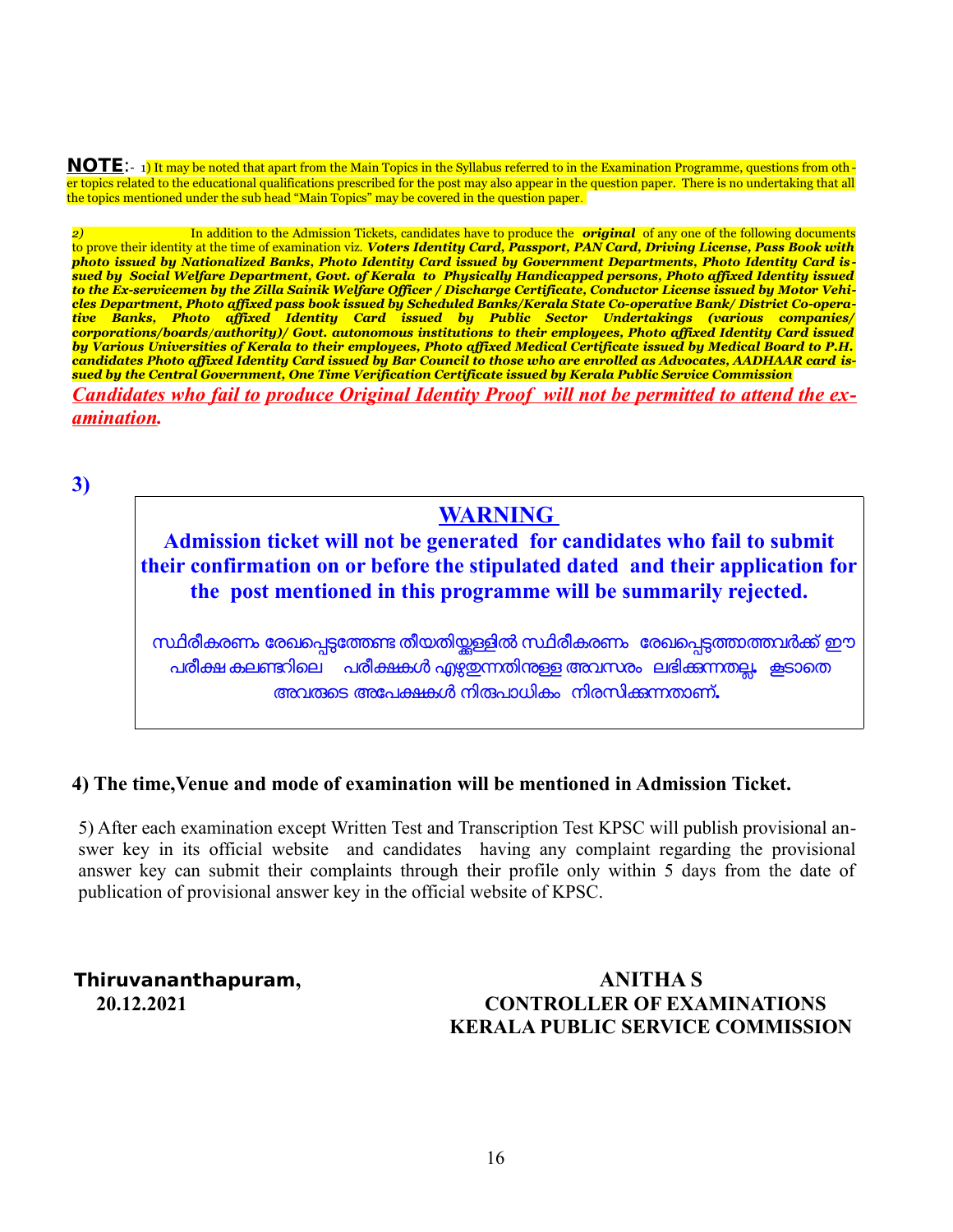**NOTE**:- 1) It may be noted that apart from the Main Topics in the Syllabus referred to in the Examination Programme, questions from other topics related to the educational qualifications prescribed for the post may also appear in the question paper. There is no undertaking that all the topics mentioned under the sub head "Main Topics" may be covered in the question paper.

*2)* In addition to the Admission Tickets, candidates have to produce the ***original*** of any one of the following documents to prove their identity at the time of examination viz. ***Voters Identity Card, Passport, PAN Card, Driving License, Pass Book with photo issued by Nationalized Banks, Photo Identity Card issued by Government Departments, Photo Identity Card issued by Social Welfare Department, Govt. of Kerala to Physically Handicapped persons, Photo affixed Identity issued to the Ex-servicemen by the Zilla Sainik Welfare Officer / Discharge Certificate, Conductor License issued by Motor Vehicles Department, Photo affixed pass book issued by Scheduled Banks/Kerala State Co-operative Bank/ District Co-operative Banks, Photo affixed Identity Card issued by Public Sector Undertakings (various companies/ corporations/boards/authority)/ Govt. autonomous institutions to their employees, Photo affixed Identity Card issued by Various Universities of Kerala to their employees, Photo affixed Medical Certificate issued by Medical Board to P.H. candidates Photo affixed Identity Card issued by Bar Council to those who are enrolled as Advocates, AADHAAR card issued by the Central Government, One Time Verification Certificate issued by Kerala Public Service Commission***

***Candidates who fail to produce Original Identity Proof will not be permitted to attend the examination.***

**3)**

**WARNING**

**Admission ticket will not be generated for candidates who fail to submit their confirmation on or before the stipulated dated and their application for the post mentioned in this programme will be summarily rejected.**

സ്ഥിരീകരണം രേഖപ്പെടുത്തേണ്ട തീയതിയ്ക്കുള്ളിൽ സ്ഥിരീകരണം രേഖപ്പെടുത്താത്തവർക്ക് ഈ പരീക്ഷ കലണ്ടറിലെ പരീക്ഷകൾ എഴുതുന്നതിനുള്ള അവസരം ലഭിക്കുന്നതല്ല. കൂടാതെ അവരുടെ അപേക്ഷകൾ നിരുപാധികം നിരസിക്കുന്നതാണ്.

**4) The time,Venue and mode of examination will be mentioned in Admission Ticket.**

5) After each examination except Written Test and Transcription Test KPSC will publish provisional answer key in its official website and candidates having any complaint regarding the provisional answer key can submit their complaints through their profile only within 5 days from the date of publication of provisional answer key in the official website of KPSC.

**Thiruvananthapuram,**
**20.12.2021**

**ANITHA S**
**CONTROLLER OF EXAMINATIONS**
**KERALA PUBLIC SERVICE COMMISSION**